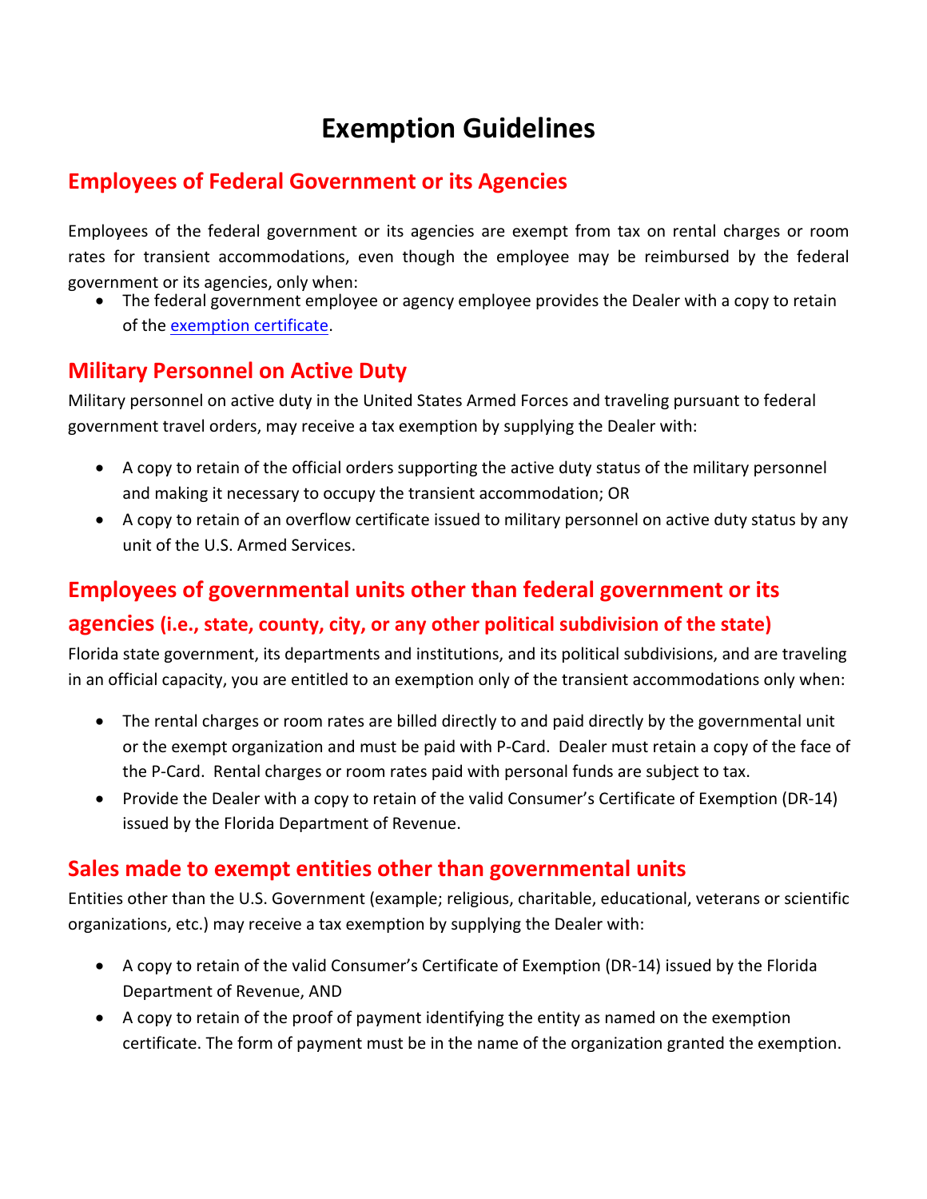# Exemption Guidelines

## Employees of Federal Government or its Agencies

Employees of the federal government or its agencies are exempt from tax on rental charges or room rates for transient accommodations, even though the employee may be reimbursed by the federal government or its agencies, only when:

- The federal government employee or agency employee provides the Dealer with a copy to retain of the exemption certificate.

## Military Personnel on Active Duty

Military personnel on active duty in the United States Armed Forces and traveling pursuant to federal government travel orders, may receive a tax exemption by supplying the Dealer with:

- A copy to retain of the official orders supporting the active duty status of the military personnel and making it necessary to occupy the transient accommodation; OR
- A copy to retain of an overflow certificate issued to military personnel on active duty status by any unit of the U.S. Armed Services.

## Employees of governmental units other than federal government or its agencies (i.e., state, county, city, or any other political subdivision of the state)

Florida state government, its departments and institutions, and its political subdivisions, and are traveling in an official capacity, you are entitled to an exemption only of the transient accommodations only when:

- The rental charges or room rates are billed directly to and paid directly by the governmental unit or the exempt organization and must be paid with P-Card. Dealer must retain a copy of the face of the P-Card. Rental charges or room rates paid with personal funds are subject to tax.
- Provide the Dealer with a copy to retain of the valid Consumer's Certificate of Exemption (DR-14) issued by the Florida Department of Revenue.

## Sales made to exempt entities other than governmental units

Entities other than the U.S. Government (example; religious, charitable, educational, veterans or scientific organizations, etc.) may receive a tax exemption by supplying the Dealer with:

- A copy to retain of the valid Consumer's Certificate of Exemption (DR-14) issued by the Florida Department of Revenue, AND
- A copy to retain of the proof of payment identifying the entity as named on the exemption certificate. The form of payment must be in the name of the organization granted the exemption.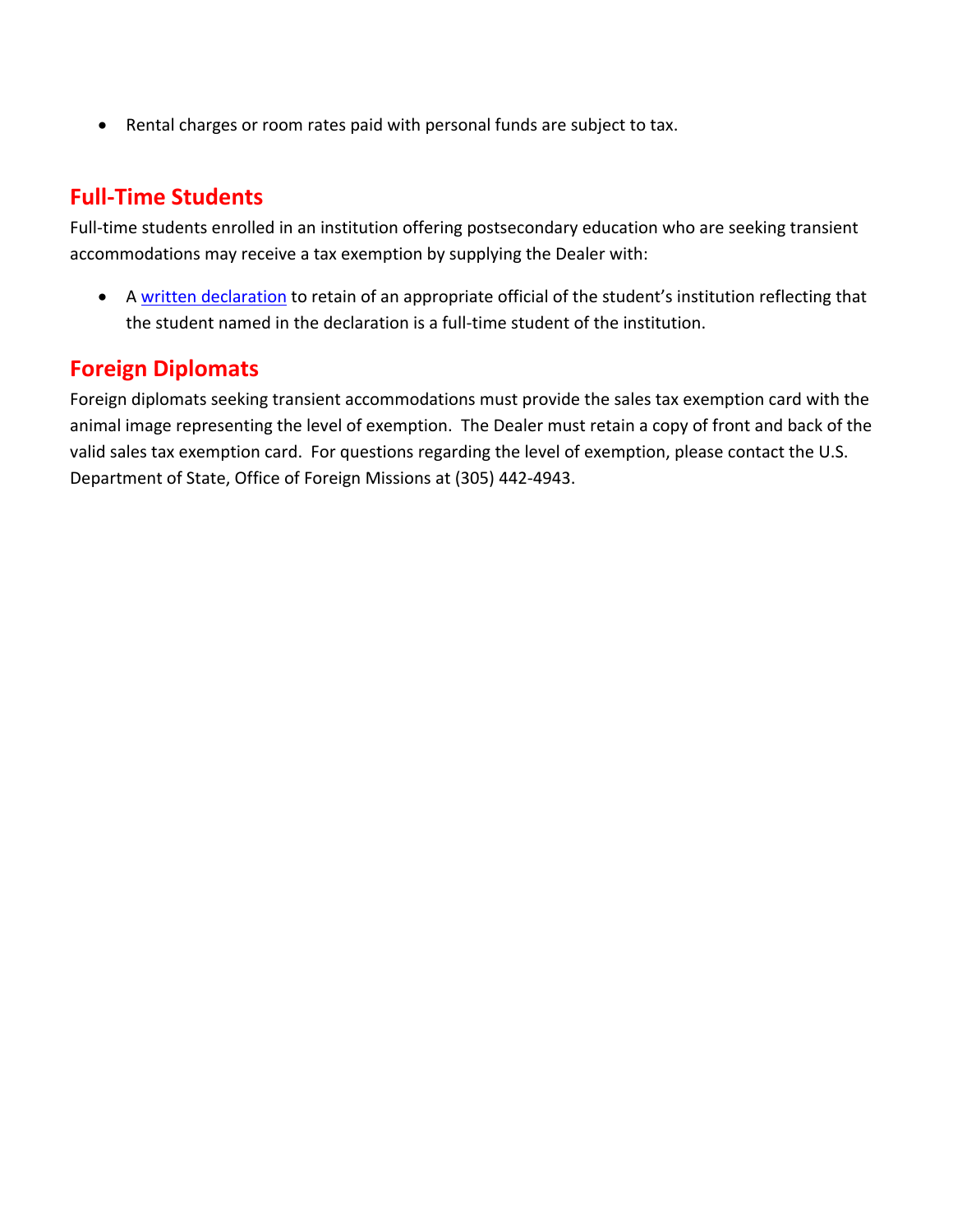- Rental charges or room rates paid with personal funds are subject to tax.

## Full-Time Students

Full-time students enrolled in an institution offering postsecondary education who are seeking transient accommodations may receive a tax exemption by supplying the Dealer with:

- A written declaration to retain of an appropriate official of the student's institution reflecting that the student named in the declaration is a full-time student of the institution.

## Foreign Diplomats

Foreign diplomats seeking transient accommodations must provide the sales tax exemption card with the animal image representing the level of exemption. The Dealer must retain a copy of front and back of the valid sales tax exemption card. For questions regarding the level of exemption, please contact the U.S. Department of State, Office of Foreign Missions at (305) 442-4943.